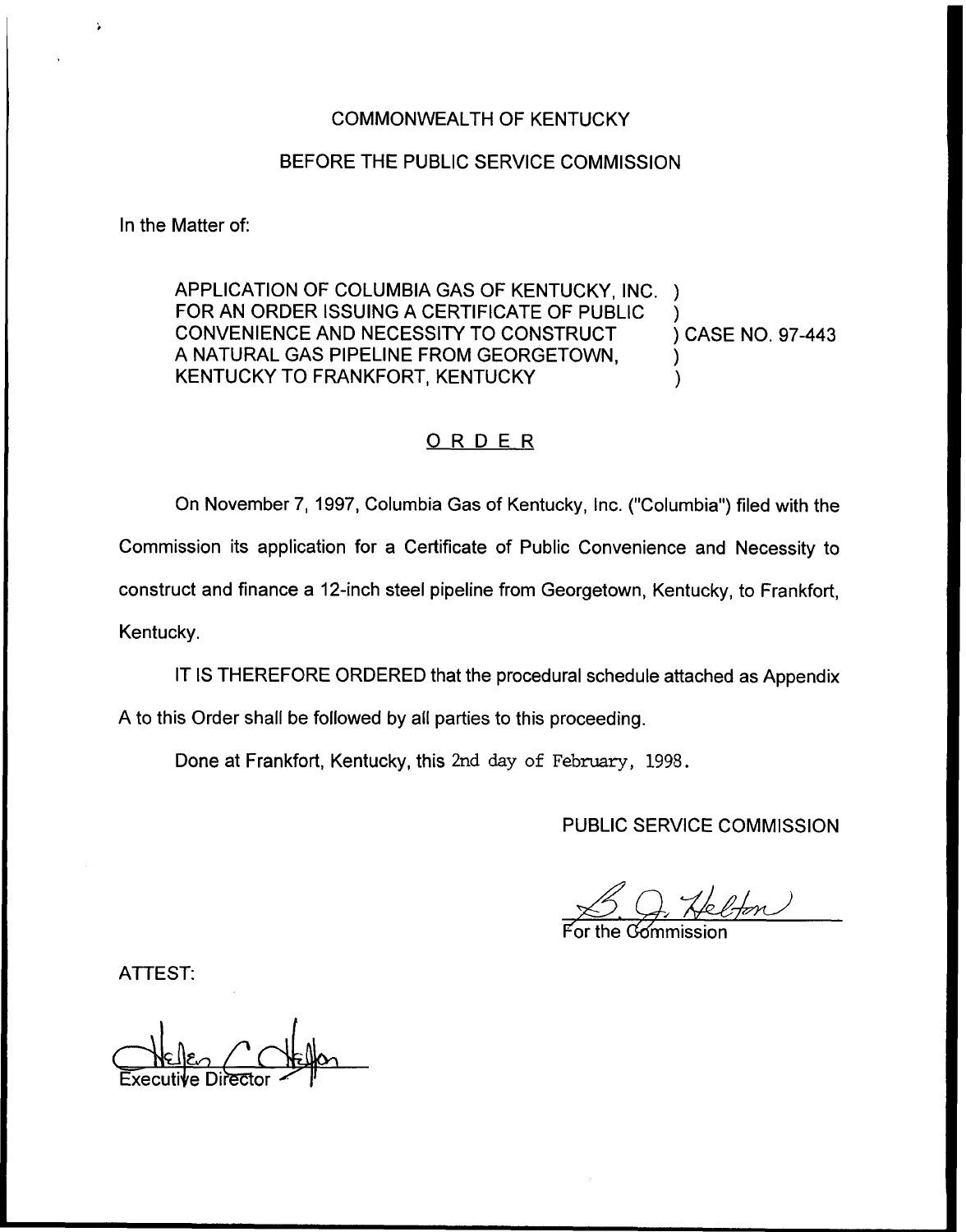COMMONWEALTH OF KENTUCKY

BEFORE THE PUBLIC SERVICE COMMISSION

In the Matter of:

APPLICATION OF COLUMBIA GAS OF KENTUCKY, INC. FOR AN ORDER ISSUING A CERTIFICATE OF PUBLIC CONVENIENCE AND NECESSITY TO CONSTRUCT A NATURAL GAS PIPELINE FROM GEORGETOWN, KENTUCKY TO FRANKFORT, KENTUCKY ) CASE NO. 97-443

# ORDER

On November 7, 1997, Columbia Gas of Kentucky, Inc. ("Columbia") filed with the Commission its application for a Certificate of Public Convenience and Necessity to construct and finance a 12-inch steel pipeline from Georgetown, Kentucky, to Frankfort, Kentucky.

IT IS THEREFORE ORDERED that the procedural schedule attached as Appendix A to this Order shall be followed by all parties to this proceeding.

Done at Frankfort, Kentucky, this 2nd day of February, 1998.

PUBLIC SERVICE COMMISSION

For the Commission

ATTEST:

Executive Director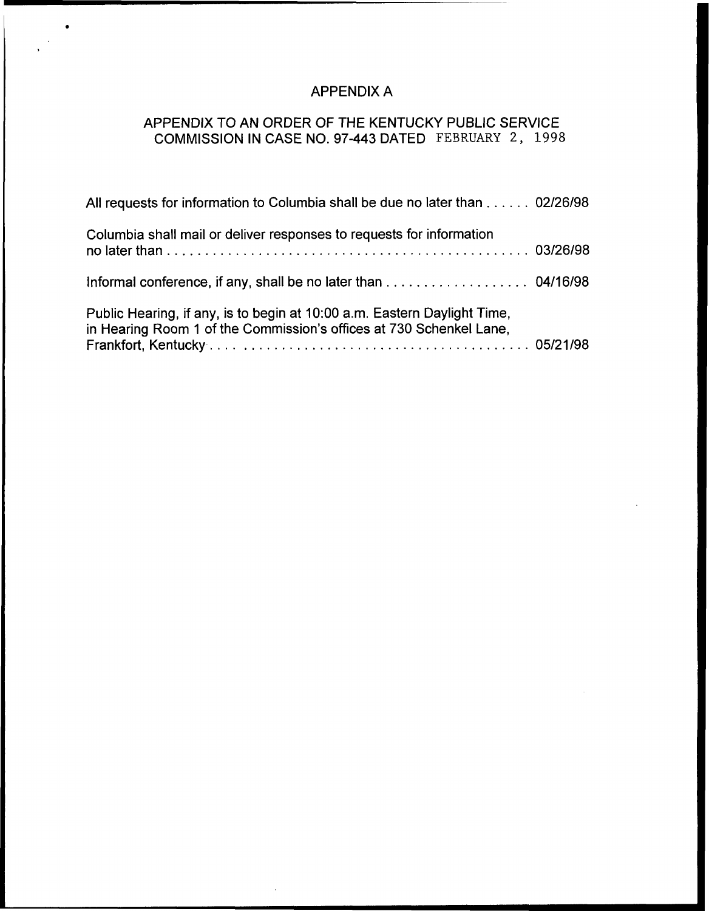# APPENDIX A

## APPENDIX TO AN ORDER OF THE KENTUCKY PUBLIC SERVICE COMMISSION IN CASE NO. 97-443 DATED FEBRUARY 2, 1998

All requests for information to Columbia shall be due no later than . . . . . . 02/26/98

Columbia shall mail or deliver responses to requests for information no later than . . . . . . . . . . . . . . . . . . . . . . . . . . . . . . . . . . . . . . . . . . . . . . . 03/26/98

Informal conference, if any, shall be no later than . . . . . . . . . . . . . . . . . . . 04/16/98

Public Hearing, if any, is to begin at 10:00 a.m. Eastern Daylight Time, in Hearing Room 1 of the Commission's offices at 730 Schenkel Lane, Frankfort, Kentucky . . . . . . . . . . . . . . . . . . . . . . . . . . . . . . . . . . . . . . . 05/21/98